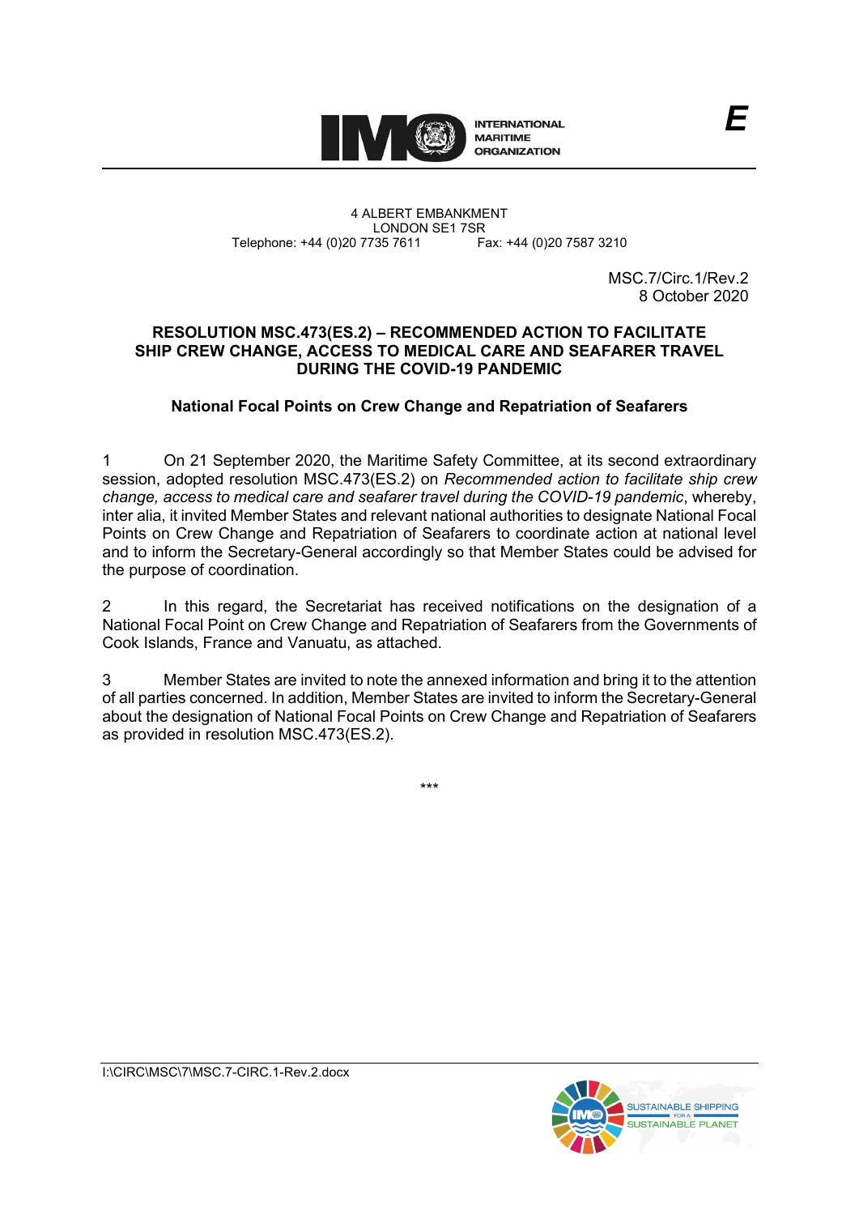E

4 ALBERT EMBANKMENT
LONDON SE1 7SR
Telephone: +44 (0)20 7735 7611 Fax: +44 (0)20 7587 3210

MSC.7/Circ.1/Rev.2
8 October 2020

## RESOLUTION MSC.473(ES.2) – RECOMMENDED ACTION TO FACILITATE SHIP CREW CHANGE, ACCESS TO MEDICAL CARE AND SEAFARER TRAVEL DURING THE COVID-19 PANDEMIC

### National Focal Points on Crew Change and Repatriation of Seafarers

1 On 21 September 2020, the Maritime Safety Committee, at its second extraordinary session, adopted resolution MSC.473(ES.2) on *Recommended action to facilitate ship crew change, access to medical care and seafarer travel during the COVID-19 pandemic*, whereby, inter alia, it invited Member States and relevant national authorities to designate National Focal Points on Crew Change and Repatriation of Seafarers to coordinate action at national level and to inform the Secretary-General accordingly so that Member States could be advised for the purpose of coordination.

2 In this regard, the Secretariat has received notifications on the designation of a National Focal Point on Crew Change and Repatriation of Seafarers from the Governments of Cook Islands, France and Vanuatu, as attached.

3 Member States are invited to note the annexed information and bring it to the attention of all parties concerned. In addition, Member States are invited to inform the Secretary-General about the designation of National Focal Points on Crew Change and Repatriation of Seafarers as provided in resolution MSC.473(ES.2).

***

I:\CIRC\MSC\7\MSC.7-CIRC.1-Rev.2.docx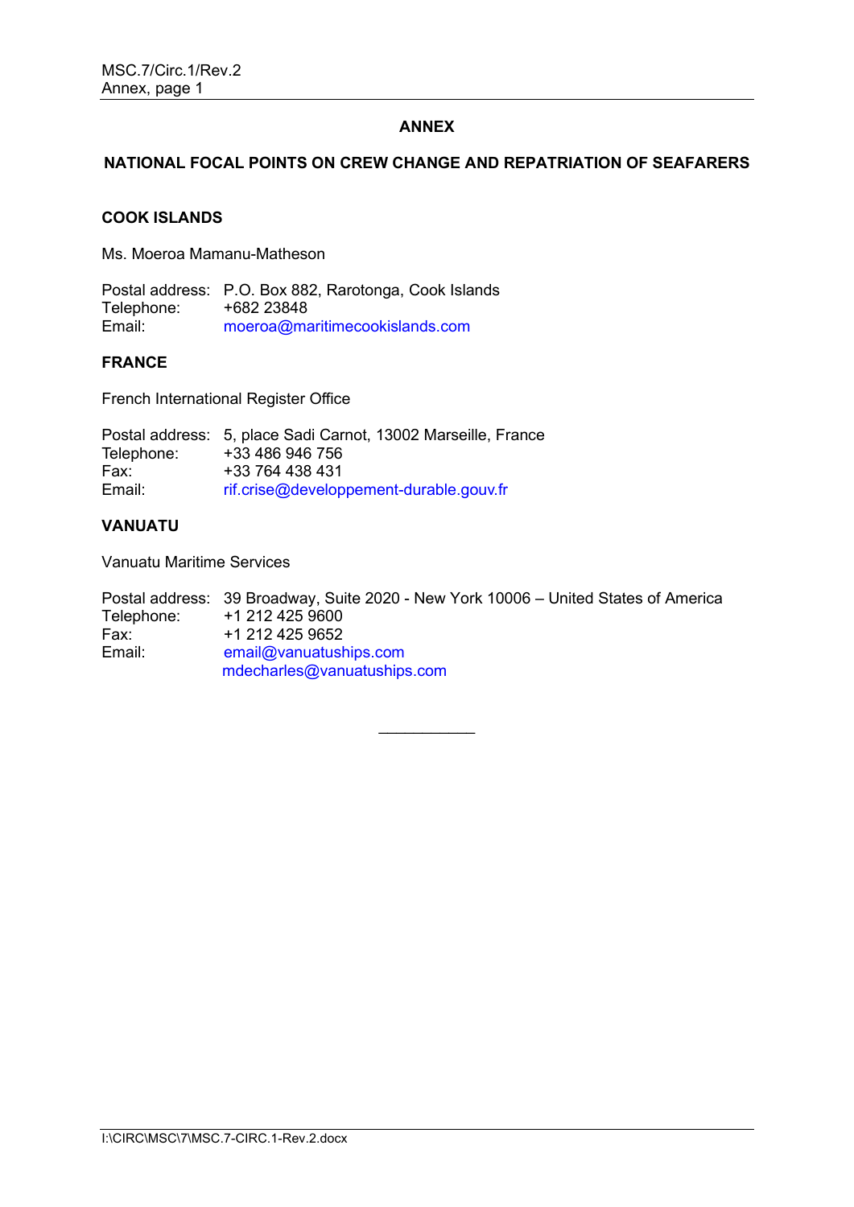# ANNEX

## NATIONAL FOCAL POINTS ON CREW CHANGE AND REPATRIATION OF SEAFARERS

### COOK ISLANDS

Ms. Moeroa Mamanu-Matheson

Postal address: P.O. Box 882, Rarotonga, Cook Islands
Telephone: +682 23848
Email: moeroa@maritimecookislands.com

### FRANCE

French International Register Office

Postal address: 5, place Sadi Carnot, 13002 Marseille, France
Telephone: +33 486 946 756
Fax: +33 764 438 431
Email: rif.crise@developpement-durable.gouv.fr

### VANUATU

Vanuatu Maritime Services

Postal address: 39 Broadway, Suite 2020 - New York 10006 – United States of America
Telephone: +1 212 425 9600
Fax: +1 212 425 9652
Email: email@vanuatuships.com
mdecharles@vanuatuships.com

___________